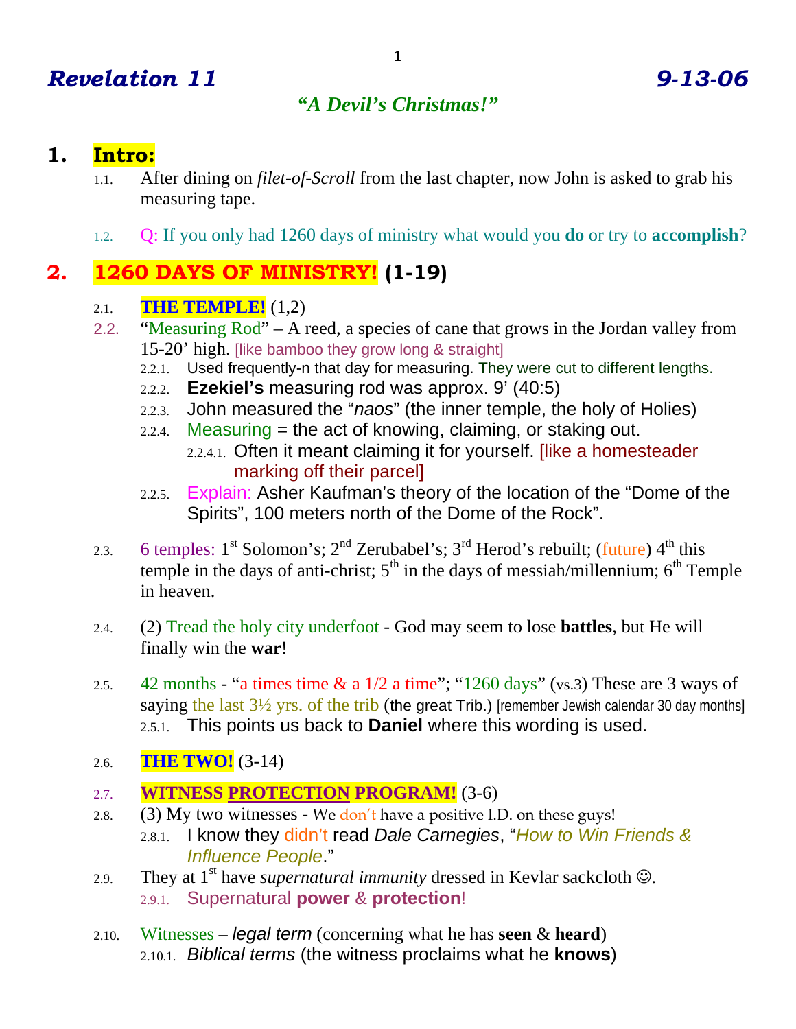# *Revelation 11* *9-13-06*

### *"A Devil's Christmas!"*

## 1. Intro:

1.1. After dining on *filet-of-Scroll* from the last chapter, now John is asked to grab his measuring tape.

1.2. Q: If you only had 1260 days of ministry what would you **do** or try to **accomplish**?

## 2. 1260 DAYS OF MINISTRY! (1-19)

2.1. **THE TEMPLE!** (1,2)

2.2. "Measuring Rod" – A reed, a species of cane that grows in the Jordan valley from 15-20' high. [like bamboo they grow long & straight]

- 2.2.1. Used frequently-n that day for measuring. They were cut to different lengths.
- 2.2.2. **Ezekiel's** measuring rod was approx. 9' (40:5)
- 2.2.3. John measured the "*naos*" (the inner temple, the holy of Holies)
- 2.2.4. Measuring = the act of knowing, claiming, or staking out.
  - 2.2.4.1. Often it meant claiming it for yourself. [like a homesteader marking off their parcel]
- 2.2.5. Explain: Asher Kaufman's theory of the location of the "Dome of the Spirits", 100 meters north of the Dome of the Rock".

2.3. 6 temples: 1st Solomon's; 2nd Zerubabel's; 3rd Herod's rebuilt; (future) 4th this temple in the days of anti-christ; 5th in the days of messiah/millennium; 6th Temple in heaven.

2.4. (2) Tread the holy city underfoot - God may seem to lose **battles**, but He will finally win the **war**!

2.5. 42 months - "a times time & a 1/2 a time"; "1260 days" (vs.3) These are 3 ways of saying the last 3½ yrs. of the trib (the great Trib.) [remember Jewish calendar 30 day months]

- 2.5.1. This points us back to **Daniel** where this wording is used.

2.6. **THE TWO!** (3-14)

2.7. **WITNESS <u>PROTECTION</u> PROGRAM!** (3-6)

2.8. (3) My two witnesses - We don't have a positive I.D. on these guys!

- 2.8.1. I know they didn't read *Dale Carnegies*, "*How to Win Friends & Influence People*."

2.9. They at 1st have *supernatural immunity* dressed in Kevlar sackcloth ☺.

- 2.9.1. Supernatural **power** & **protection**!

2.10. Witnesses – *legal term* (concerning what he has **seen** & **heard**)

- 2.10.1. *Biblical terms* (the witness proclaims what he **knows**)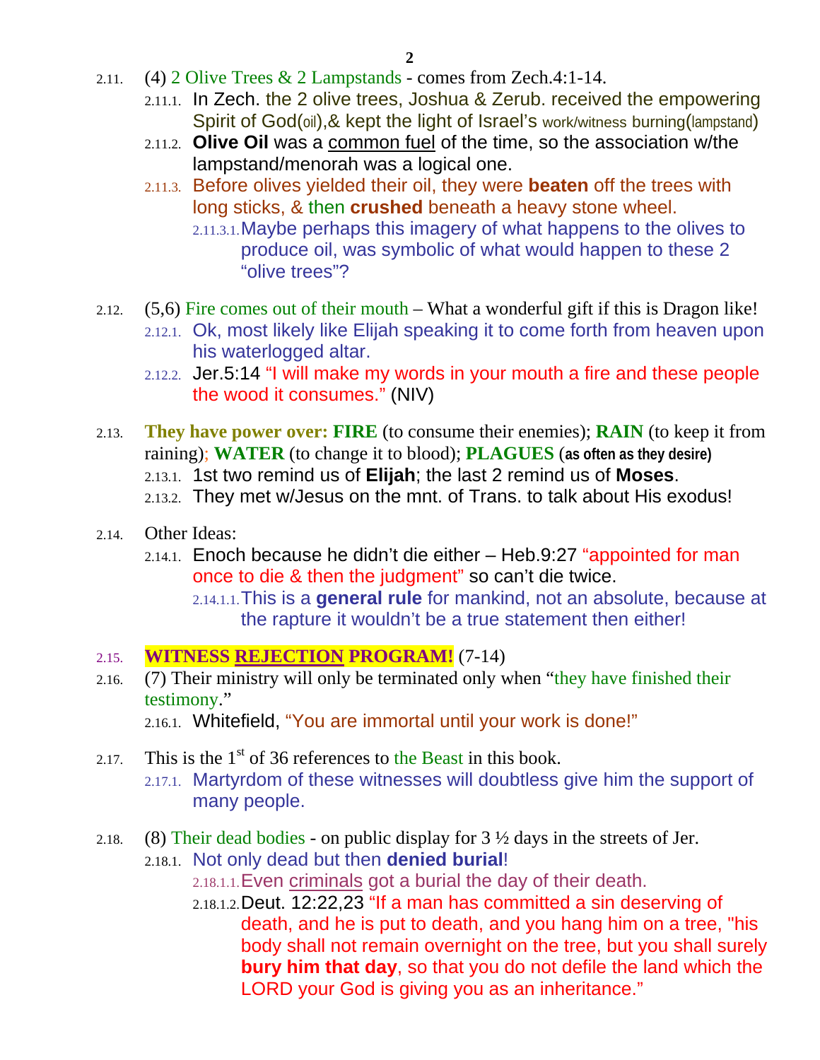- 2.11. (4) 2 Olive Trees & 2 Lampstands - comes from Zech.4:1-14.
  - 2.11.1. In Zech. the 2 olive trees, Joshua & Zerub. received the empowering Spirit of God(oil),& kept the light of Israel's work/witness burning(lampstand)
  - 2.11.2. **Olive Oil** was a common fuel of the time, so the association w/the lampstand/menorah was a logical one.
  - 2.11.3. Before olives yielded their oil, they were **beaten** off the trees with long sticks, & then **crushed** beneath a heavy stone wheel.
    - 2.11.3.1. Maybe perhaps this imagery of what happens to the olives to produce oil, was symbolic of what would happen to these 2 "olive trees"?

- 2.12. (5,6) Fire comes out of their mouth – What a wonderful gift if this is Dragon like!
  - 2.12.1. Ok, most likely like Elijah speaking it to come forth from heaven upon his waterlogged altar.
  - 2.12.2. Jer.5:14 "I will make my words in your mouth a fire and these people the wood it consumes." (NIV)

- 2.13. **They have power over: FIRE** (to consume their enemies); **RAIN** (to keep it from raining); **WATER** (to change it to blood); **PLAGUES** (**as often as they desire)**
  - 2.13.1. 1st two remind us of **Elijah**; the last 2 remind us of **Moses**.
  - 2.13.2. They met w/Jesus on the mnt. of Trans. to talk about His exodus!

- 2.14. Other Ideas:
  - 2.14.1. Enoch because he didn't die either – Heb.9:27 "appointed for man once to die & then the judgment" so can't die twice.
    - 2.14.1.1. This is a **general rule** for mankind, not an absolute, because at the rapture it wouldn't be a true statement then either!

- 2.15. **WITNESS REJECTION PROGRAM!** (7-14)
- 2.16. (7) Their ministry will only be terminated only when "they have finished their testimony."
  - 2.16.1. Whitefield, "You are immortal until your work is done!"

- 2.17. This is the 1st of 36 references to the Beast in this book.
  - 2.17.1. Martyrdom of these witnesses will doubtless give him the support of many people.

- 2.18. (8) Their dead bodies - on public display for 3 ½ days in the streets of Jer.
  - 2.18.1. Not only dead but then **denied burial**!
    - 2.18.1.1. Even criminals got a burial the day of their death.
    - 2.18.1.2. Deut. 12:22,23 "If a man has committed a sin deserving of death, and he is put to death, and you hang him on a tree, "his body shall not remain overnight on the tree, but you shall surely **bury him that day**, so that you do not defile the land which the LORD your God is giving you as an inheritance."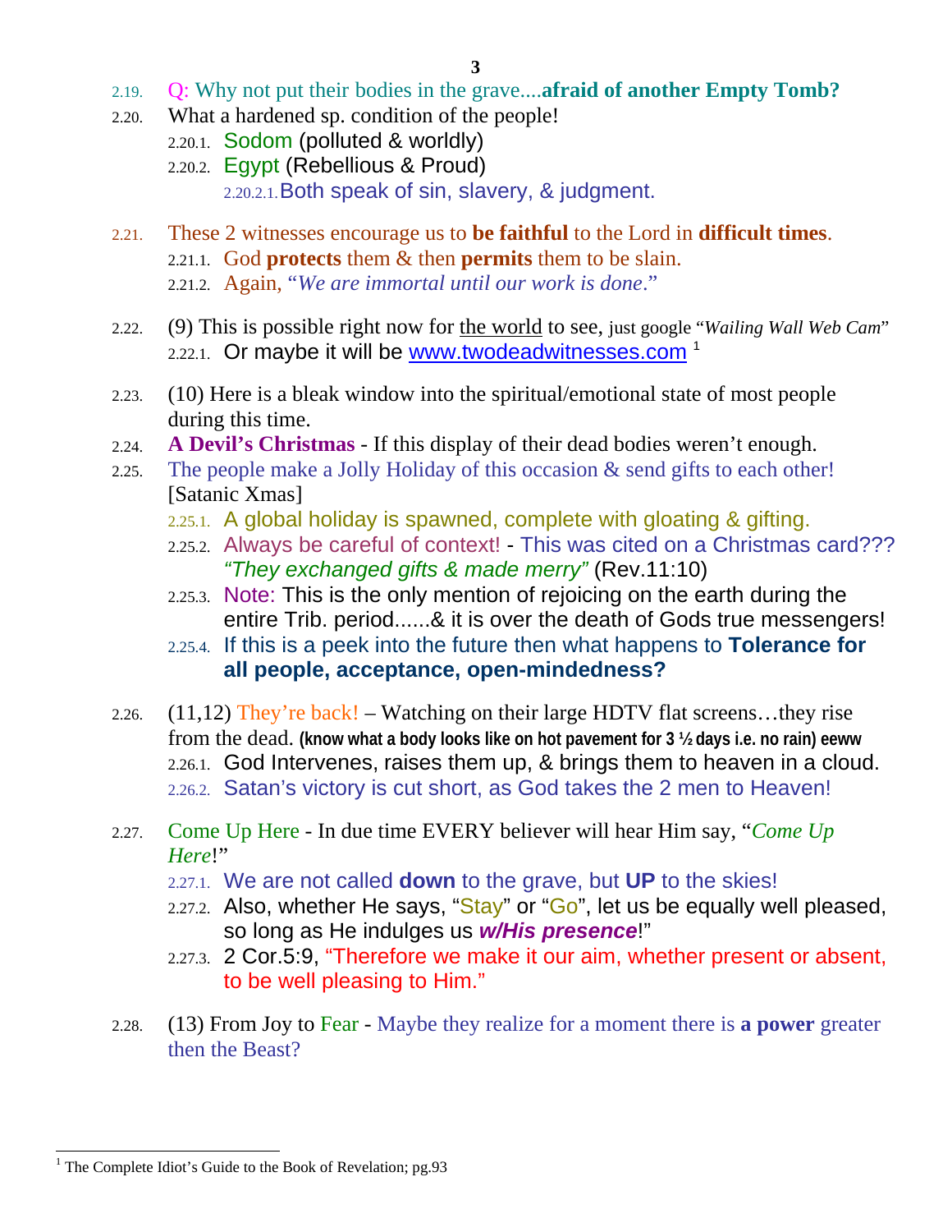- 2.19. Q: Why not put their bodies in the grave....**afraid of another Empty Tomb?**
- 2.20. What a hardened sp. condition of the people!
  - 2.20.1. Sodom (polluted & worldly)
  - 2.20.2. Egypt (Rebellious & Proud)
    - 2.20.2.1. Both speak of sin, slavery, & judgment.

- 2.21. These 2 witnesses encourage us to **be faithful** to the Lord in **difficult times**.
  - 2.21.1. God **protects** them & then **permits** them to be slain.
  - 2.21.2. Again, "*We are immortal until our work is done*."

- 2.22. (9) This is possible right now for <u>the world</u> to see, just google "*Wailing Wall Web Cam*"
  - 2.22.1. Or maybe it will be www.twodeadwitnesses.com [1]

- 2.23. (10) Here is a bleak window into the spiritual/emotional state of most people during this time.
- 2.24. **A Devil's Christmas** - If this display of their dead bodies weren't enough.
- 2.25. The people make a Jolly Holiday of this occasion & send gifts to each other! [Satanic Xmas]
  - 2.25.1. A global holiday is spawned, complete with gloating & gifting.
  - 2.25.2. Always be careful of context! - This was cited on a Christmas card??? *"They exchanged gifts & made merry"* (Rev.11:10)
  - 2.25.3. Note: This is the only mention of rejoicing on the earth during the entire Trib. period......& it is over the death of Gods true messengers!
  - 2.25.4. If this is a peek into the future then what happens to **Tolerance for all people, acceptance, open-mindedness?**

- 2.26. (11,12) They're back! – Watching on their large HDTV flat screens…they rise from the dead. **(know what a body looks like on hot pavement for 3 ½ days i.e. no rain) eeww**
  - 2.26.1. God Intervenes, raises them up, & brings them to heaven in a cloud.
  - 2.26.2. Satan's victory is cut short, as God takes the 2 men to Heaven!

- 2.27. Come Up Here - In due time EVERY believer will hear Him say, "*Come Up Here*!"
  - 2.27.1. We are not called **down** to the grave, but **UP** to the skies!
  - 2.27.2. Also, whether He says, "Stay" or "Go", let us be equally well pleased, so long as He indulges us ***w/His presence***!"
  - 2.27.3. 2 Cor.5:9, "Therefore we make it our aim, whether present or absent, to be well pleasing to Him."

- 2.28. (13) From Joy to Fear - Maybe they realize for a moment there is **a power** greater then the Beast?

---

[1] The Complete Idiot's Guide to the Book of Revelation; pg.93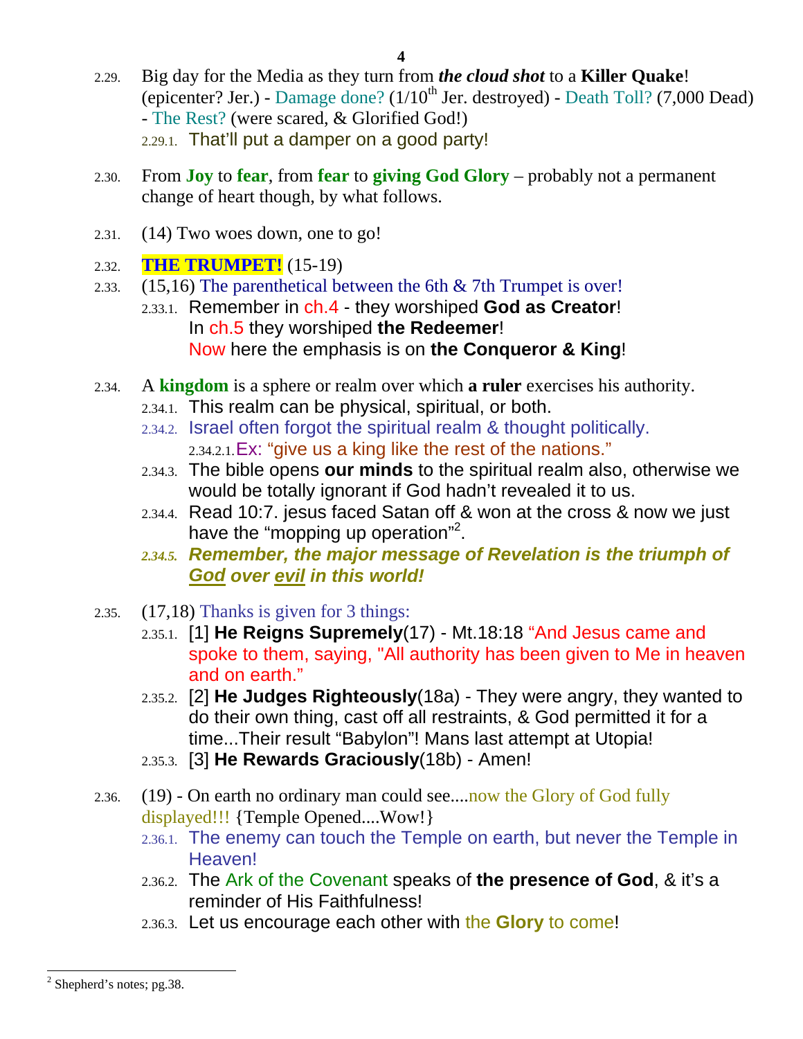2.29. Big day for the Media as they turn from ***the cloud shot*** to a **Killer Quake**! (epicenter? Jer.) - Damage done? (1/10$^{th}$ Jer. destroyed) - Death Toll? (7,000 Dead) - The Rest? (were scared, & Glorified God!)

- 2.29.1. That'll put a damper on a good party!

2.30. From **Joy** to **fear**, from **fear** to **giving God Glory** – probably not a permanent change of heart though, by what follows.

2.31. (14) Two woes down, one to go!

2.32. **THE TRUMPET!** (15-19)

2.33. (15,16) The parenthetical between the 6th & 7th Trumpet is over!

- 2.33.1. Remember in ch.4 - they worshiped **God as Creator**!
  In ch.5 they worshiped **the Redeemer**!
  Now here the emphasis is on **the Conqueror & King**!

2.34. A **kingdom** is a sphere or realm over which **a ruler** exercises his authority.

- 2.34.1. This realm can be physical, spiritual, or both.
- 2.34.2. Israel often forgot the spiritual realm & thought politically.
  - 2.34.2.1. Ex: "give us a king like the rest of the nations."
- 2.34.3. The bible opens **our minds** to the spiritual realm also, otherwise we would be totally ignorant if God hadn't revealed it to us.
- 2.34.4. Read 10:7. jesus faced Satan off & won at the cross & now we just have the "mopping up operation"[2].
- 2.34.5. ***Remember, the major message of Revelation is the triumph of God over evil in this world!***

2.35. (17,18) Thanks is given for 3 things:

- 2.35.1. [1] **He Reigns Supremely**(17) - Mt.18:18 "And Jesus came and spoke to them, saying, "All authority has been given to Me in heaven and on earth."
- 2.35.2. [2] **He Judges Righteously**(18a) - They were angry, they wanted to do their own thing, cast off all restraints, & God permitted it for a time...Their result "Babylon"! Mans last attempt at Utopia!
- 2.35.3. [3] **He Rewards Graciously**(18b) - Amen!

2.36. (19) - On earth no ordinary man could see....now the Glory of God fully displayed!!! {Temple Opened....Wow!}

- 2.36.1. The enemy can touch the Temple on earth, but never the Temple in Heaven!
- 2.36.2. The Ark of the Covenant speaks of **the presence of God**, & it's a reminder of His Faithfulness!
- 2.36.3. Let us encourage each other with the **Glory** to come!

---

[2] Shepherd's notes; pg.38.